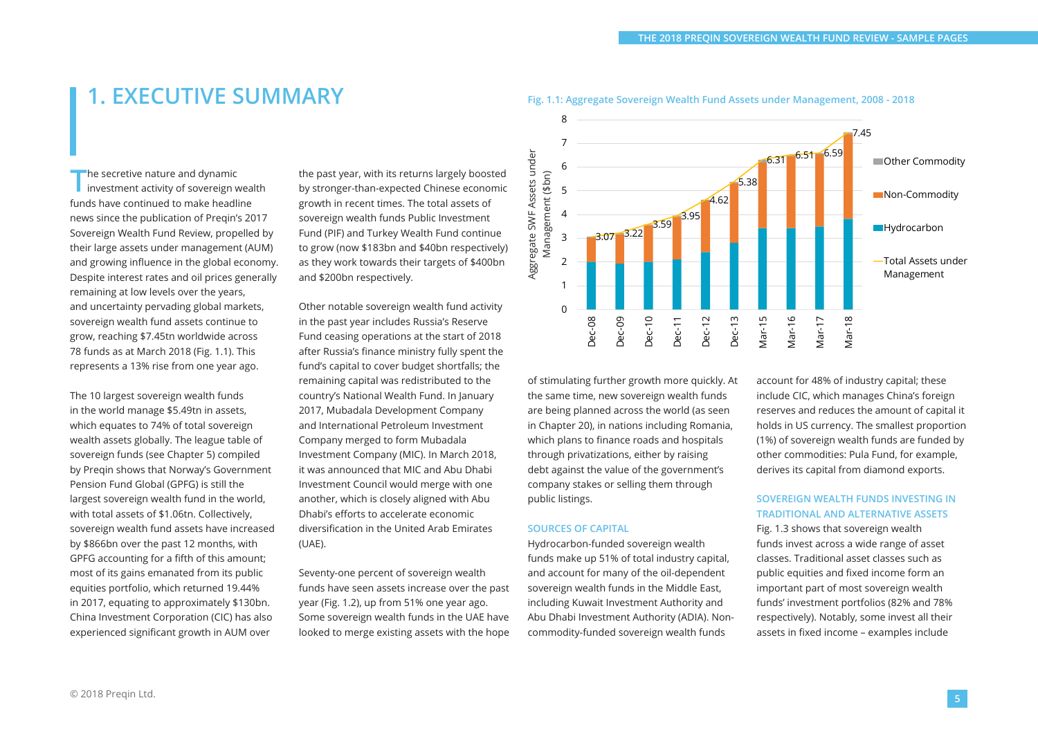# 1. EXECUTIVE SUMMARY

The secretive nature and dynamic investment activity of sovereign wealth funds have continued to make headline news since the publication of Preqin's 2017 Sovereign Wealth Fund Review, propelled by their large assets under management (AUM) and growing influence in the global economy. Despite interest rates and oil prices generally remaining at low levels over the years, and uncertainty pervading global markets, sovereign wealth fund assets continue to grow, reaching $7.45tn worldwide across 78 funds as at March 2018 (Fig. 1.1). This represents a 13% rise from one year ago.

The 10 largest sovereign wealth funds in the world manage $5.49tn in assets, which equates to 74% of total sovereign wealth assets globally. The league table of sovereign funds (see Chapter 5) compiled by Preqin shows that Norway's Government Pension Fund Global (GPFG) is still the largest sovereign wealth fund in the world, with total assets of $1.06tn. Collectively, sovereign wealth fund assets have increased by $866bn over the past 12 months, with GPFG accounting for a fifth of this amount; most of its gains emanated from its public equities portfolio, which returned 19.44% in 2017, equating to approximately $130bn. China Investment Corporation (CIC) has also experienced significant growth in AUM over the past year, with its returns largely boosted by stronger-than-expected Chinese economic growth in recent times. The total assets of sovereign wealth funds Public Investment Fund (PIF) and Turkey Wealth Fund continue to grow (now $183bn and $40bn respectively) as they work towards their targets of $400bn and $200bn respectively.

Other notable sovereign wealth fund activity in the past year includes Russia's Reserve Fund ceasing operations at the start of 2018 after Russia's finance ministry fully spent the fund's capital to cover budget shortfalls; the remaining capital was redistributed to the country's National Wealth Fund. In January 2017, Mubadala Development Company and International Petroleum Investment Company merged to form Mubadala Investment Company (MIC). In March 2018, it was announced that MIC and Abu Dhabi Investment Council would merge with one another, which is closely aligned with Abu Dhabi's efforts to accelerate economic diversification in the United Arab Emirates (UAE).

Seventy-one percent of sovereign wealth funds have seen assets increase over the past year (Fig. 1.2), up from 51% one year ago. Some sovereign wealth funds in the UAE have looked to merge existing assets with the hope of stimulating further growth more quickly. At the same time, new sovereign wealth funds are being planned across the world (as seen in Chapter 20), in nations including Romania, which plans to finance roads and hospitals through privatizations, either by raising debt against the value of the government's company stakes or selling them through public listings.

**Fig. 1.1: Aggregate Sovereign Wealth Fund Assets under Management, 2008 - 2018**

| Date | Total Assets under Management ($tn) |
|---|---|
| Dec-08 | 3.07 |
| Dec-09 | 3.22 |
| Dec-10 | 3.59 |
| Dec-11 | 3.95 |
| Dec-12 | 4.62 |
| Dec-13 | 5.38 |
| Mar-15 | 6.31 |
| Mar-16 | 6.51 |
| Mar-17 | 6.59 |
| Mar-18 | 7.45 |

Y-axis: Aggregate SWF Assets under Management ($bn). Legend: Other Commodity, Non-Commodity, Hydrocarbon, Total Assets under Management.

## SOURCES OF CAPITAL

Hydrocarbon-funded sovereign wealth funds make up 51% of total industry capital, and account for many of the oil-dependent sovereign wealth funds in the Middle East, including Kuwait Investment Authority and Abu Dhabi Investment Authority (ADIA). Non-commodity-funded sovereign wealth funds account for 48% of industry capital; these include CIC, which manages China's foreign reserves and reduces the amount of capital it holds in US currency. The smallest proportion (1%) of sovereign wealth funds are funded by other commodities: Pula Fund, for example, derives its capital from diamond exports.

## SOVEREIGN WEALTH FUNDS INVESTING IN TRADITIONAL AND ALTERNATIVE ASSETS

Fig. 1.3 shows that sovereign wealth funds invest across a wide range of asset classes. Traditional asset classes such as public equities and fixed income form an important part of most sovereign wealth funds' investment portfolios (82% and 78% respectively). Notably, some invest all their assets in fixed income – examples include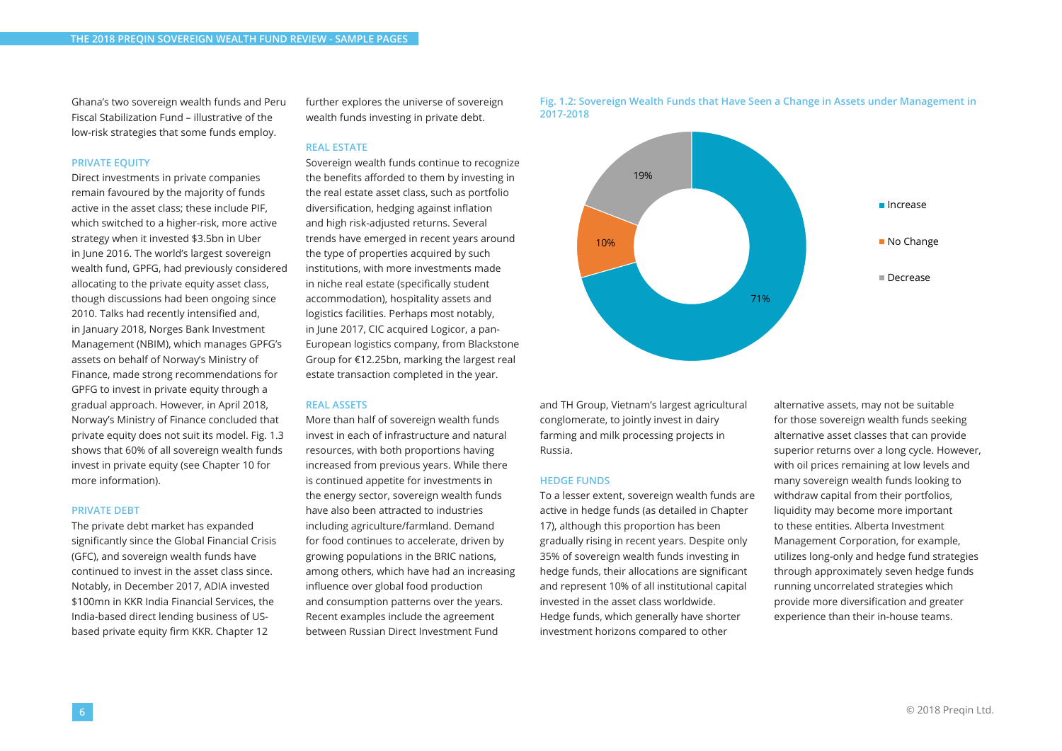Ghana's two sovereign wealth funds and Peru Fiscal Stabilization Fund – illustrative of the low-risk strategies that some funds employ.

### PRIVATE EQUITY

Direct investments in private companies remain favoured by the majority of funds active in the asset class; these include PIF, which switched to a higher-risk, more active strategy when it invested $3.5bn in Uber in June 2016. The world's largest sovereign wealth fund, GPFG, had previously considered allocating to the private equity asset class, though discussions had been ongoing since 2010. Talks had recently intensified and, in January 2018, Norges Bank Investment Management (NBIM), which manages GPFG's assets on behalf of Norway's Ministry of Finance, made strong recommendations for GPFG to invest in private equity through a gradual approach. However, in April 2018, Norway's Ministry of Finance concluded that private equity does not suit its model. Fig. 1.3 shows that 60% of all sovereign wealth funds invest in private equity (see Chapter 10 for more information).

### PRIVATE DEBT

The private debt market has expanded significantly since the Global Financial Crisis (GFC), and sovereign wealth funds have continued to invest in the asset class since. Notably, in December 2017, ADIA invested $100mn in KKR India Financial Services, the India-based direct lending business of US-based private equity firm KKR. Chapter 12 further explores the universe of sovereign wealth funds investing in private debt.

### REAL ESTATE

Sovereign wealth funds continue to recognize the benefits afforded to them by investing in the real estate asset class, such as portfolio diversification, hedging against inflation and high risk-adjusted returns. Several trends have emerged in recent years around the type of properties acquired by such institutions, with more investments made in niche real estate (specifically student accommodation), hospitality assets and logistics facilities. Perhaps most notably, in June 2017, CIC acquired Logicor, a pan-European logistics company, from Blackstone Group for €12.25bn, marking the largest real estate transaction completed in the year.

### REAL ASSETS

More than half of sovereign wealth funds invest in each of infrastructure and natural resources, with both proportions having increased from previous years. While there is continued appetite for investments in the energy sector, sovereign wealth funds have also been attracted to industries including agriculture/farmland. Demand for food continues to accelerate, driven by growing populations in the BRIC nations, among others, which have had an increasing influence over global food production and consumption patterns over the years. Recent examples include the agreement between Russian Direct Investment Fund and TH Group, Vietnam's largest agricultural conglomerate, to jointly invest in dairy farming and milk processing projects in Russia.

**Fig. 1.2: Sovereign Wealth Funds that Have Seen a Change in Assets under Management in 2017-2018**

| Change | Proportion |
|---|---|
| Increase | 71% |
| No Change | 10% |
| Decrease | 19% |

### HEDGE FUNDS

To a lesser extent, sovereign wealth funds are active in hedge funds (as detailed in Chapter 17), although this proportion has been gradually rising in recent years. Despite only 35% of sovereign wealth funds investing in hedge funds, their allocations are significant and represent 10% of all institutional capital invested in the asset class worldwide. Hedge funds, which generally have shorter investment horizons compared to other alternative assets, may not be suitable for those sovereign wealth funds seeking alternative asset classes that can provide superior returns over a long cycle. However, with oil prices remaining at low levels and many sovereign wealth funds looking to withdraw capital from their portfolios, liquidity may become more important to these entities. Alberta Investment Management Corporation, for example, utilizes long-only and hedge fund strategies through approximately seven hedge funds running uncorrelated strategies which provide more diversification and greater experience than their in-house teams.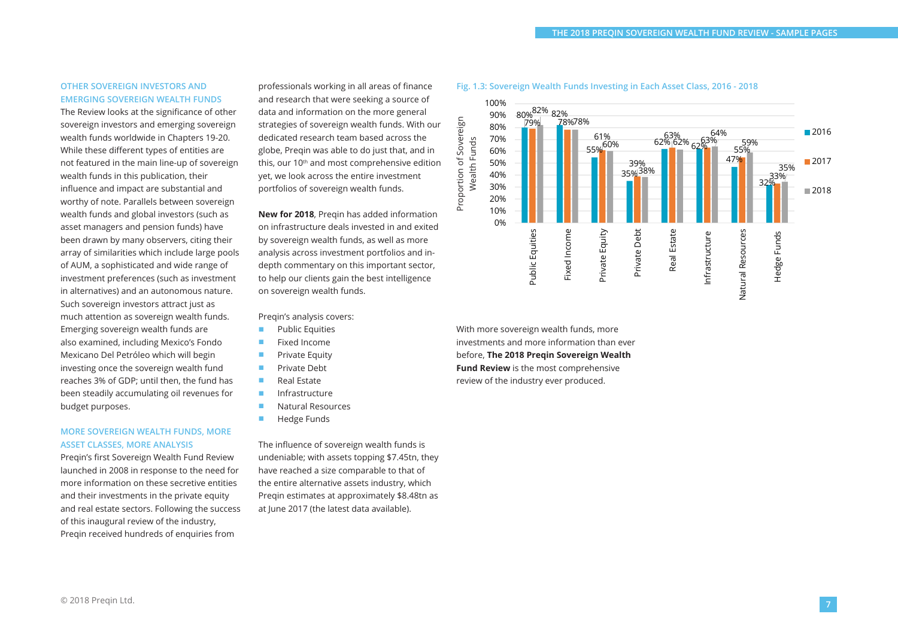## OTHER SOVEREIGN INVESTORS AND EMERGING SOVEREIGN WEALTH FUNDS

The Review looks at the significance of other sovereign investors and emerging sovereign wealth funds worldwide in Chapters 19-20. While these different types of entities are not featured in the main line-up of sovereign wealth funds in this publication, their influence and impact are substantial and worthy of note. Parallels between sovereign wealth funds and global investors (such as asset managers and pension funds) have been drawn by many observers, citing their array of similarities which include large pools of AUM, a sophisticated and wide range of investment preferences (such as investment in alternatives) and an autonomous nature. Such sovereign investors attract just as much attention as sovereign wealth funds. Emerging sovereign wealth funds are also examined, including Mexico's Fondo Mexicano Del Petróleo which will begin investing once the sovereign wealth fund reaches 3% of GDP; until then, the fund has been steadily accumulating oil revenues for budget purposes.

## MORE SOVEREIGN WEALTH FUNDS, MORE ASSET CLASSES, MORE ANALYSIS

Preqin's first Sovereign Wealth Fund Review launched in 2008 in response to the need for more information on these secretive entities and their investments in the private equity and real estate sectors. Following the success of this inaugural review of the industry, Preqin received hundreds of enquiries from professionals working in all areas of finance and research that were seeking a source of data and information on the more general strategies of sovereign wealth funds. With our dedicated research team based across the globe, Preqin was able to do just that, and in this, our 10th and most comprehensive edition yet, we look across the entire investment portfolios of sovereign wealth funds.

**New for 2018**, Preqin has added information on infrastructure deals invested in and exited by sovereign wealth funds, as well as more analysis across investment portfolios and in-depth commentary on this important sector, to help our clients gain the best intelligence on sovereign wealth funds.

Preqin's analysis covers:

- Public Equities
- Fixed Income
- Private Equity
- Private Debt
- Real Estate
- Infrastructure
- Natural Resources
- Hedge Funds

The influence of sovereign wealth funds is undeniable; with assets topping $7.45tn, they have reached a size comparable to that of the entire alternative assets industry, which Preqin estimates at approximately $8.48tn as at June 2017 (the latest data available).

**Fig. 1.3: Sovereign Wealth Funds Investing in Each Asset Class, 2016 - 2018**

| Asset Class | 2016 | 2017 | 2018 |
|---|---|---|---|
| Public Equities | 80% | 79% | 82% |
| Fixed Income | 82% | 78% | 78% |
| Private Equity | 55% | 61% | 60% |
| Private Debt | 35% | 39% | 38% |
| Real Estate | 62% | 63% | 62% |
| Infrastructure | 62% | 63% | 64% |
| Natural Resources | 47% | 55% | 59% |
| Hedge Funds | 32% | 33% | 35% |

Proportion of Sovereign Wealth Funds

With more sovereign wealth funds, more investments and more information than ever before, **The 2018 Preqin Sovereign Wealth Fund Review** is the most comprehensive review of the industry ever produced.

© 2018 Preqin Ltd.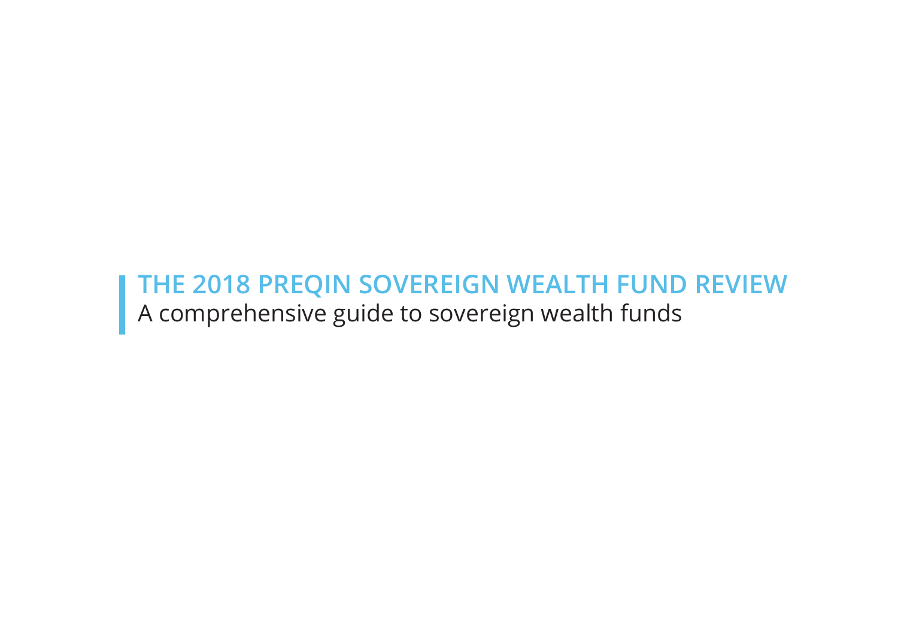# THE 2018 PREQIN SOVEREIGN WEALTH FUND REVIEW

A comprehensive guide to sovereign wealth funds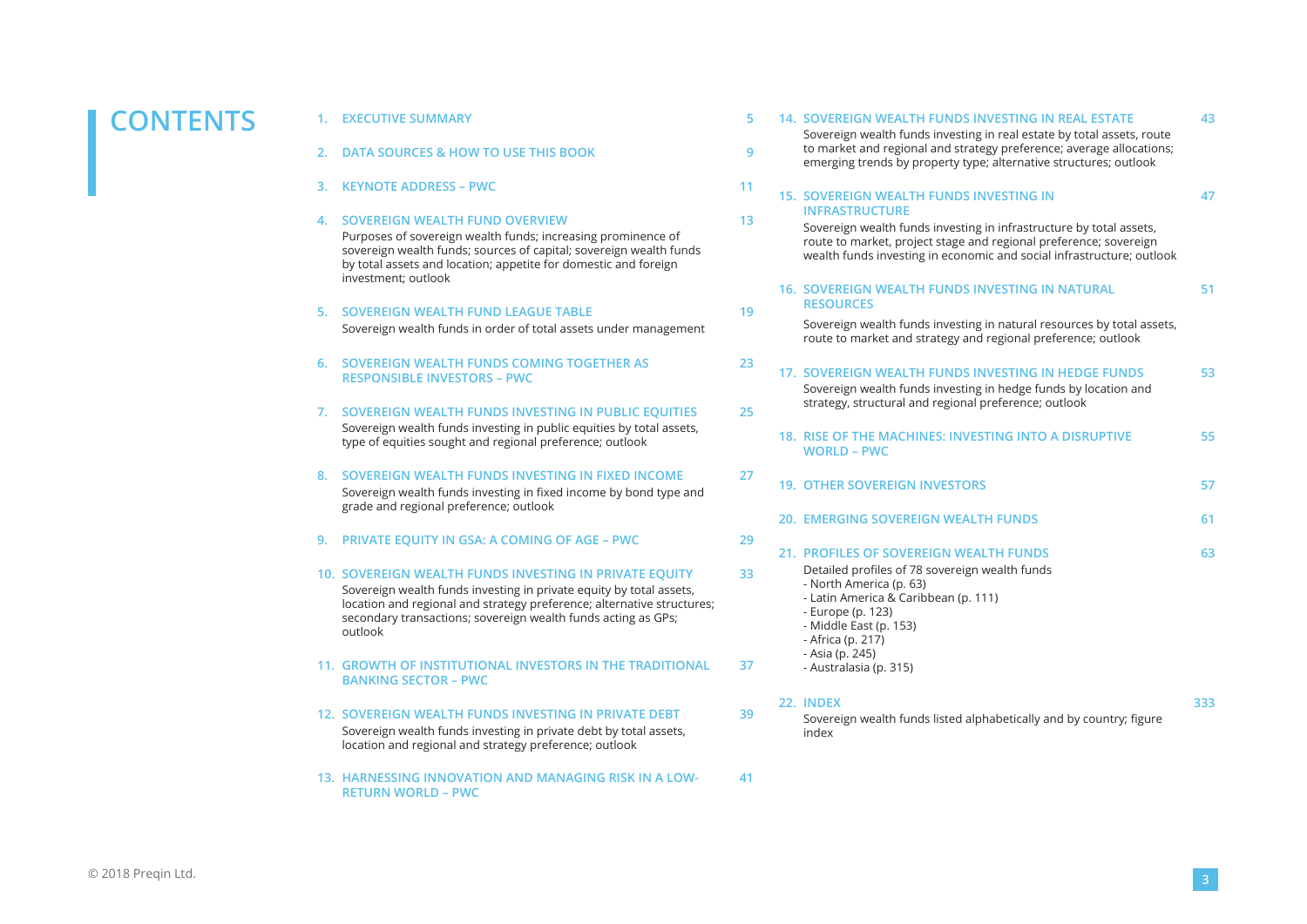# CONTENTS

1. **EXECUTIVE SUMMARY** — 5

2. **DATA SOURCES & HOW TO USE THIS BOOK** — 9

3. **KEYNOTE ADDRESS – PWC** — 11

4. **SOVEREIGN WEALTH FUND OVERVIEW** — 13
   Purposes of sovereign wealth funds; increasing prominence of sovereign wealth funds; sources of capital; sovereign wealth funds by total assets and location; appetite for domestic and foreign investment; outlook

5. **SOVEREIGN WEALTH FUND LEAGUE TABLE** — 19
   Sovereign wealth funds in order of total assets under management

6. **SOVEREIGN WEALTH FUNDS COMING TOGETHER AS RESPONSIBLE INVESTORS – PWC** — 23

7. **SOVEREIGN WEALTH FUNDS INVESTING IN PUBLIC EQUITIES** — 25
   Sovereign wealth funds investing in public equities by total assets, type of equities sought and regional preference; outlook

8. **SOVEREIGN WEALTH FUNDS INVESTING IN FIXED INCOME** — 27
   Sovereign wealth funds investing in fixed income by bond type and grade and regional preference; outlook

9. **PRIVATE EQUITY IN GSA: A COMING OF AGE – PWC** — 29

10. **SOVEREIGN WEALTH FUNDS INVESTING IN PRIVATE EQUITY** — 33
    Sovereign wealth funds investing in private equity by total assets, location and regional and strategy preference; alternative structures; secondary transactions; sovereign wealth funds acting as GPs; outlook

11. **GROWTH OF INSTITUTIONAL INVESTORS IN THE TRADITIONAL BANKING SECTOR – PWC** — 37

12. **SOVEREIGN WEALTH FUNDS INVESTING IN PRIVATE DEBT** — 39
    Sovereign wealth funds investing in private debt by total assets, location and regional and strategy preference; outlook

13. **HARNESSING INNOVATION AND MANAGING RISK IN A LOW-RETURN WORLD – PWC** — 41

14. **SOVEREIGN WEALTH FUNDS INVESTING IN REAL ESTATE** — 43
    Sovereign wealth funds investing in real estate by total assets, route to market and regional and strategy preference; average allocations; emerging trends by property type; alternative structures; outlook

15. **SOVEREIGN WEALTH FUNDS INVESTING IN INFRASTRUCTURE** — 47
    Sovereign wealth funds investing in infrastructure by total assets, route to market, project stage and regional preference; sovereign wealth funds investing in economic and social infrastructure; outlook

16. **SOVEREIGN WEALTH FUNDS INVESTING IN NATURAL RESOURCES** — 51
    Sovereign wealth funds investing in natural resources by total assets, route to market and strategy and regional preference; outlook

17. **SOVEREIGN WEALTH FUNDS INVESTING IN HEDGE FUNDS** — 53
    Sovereign wealth funds investing in hedge funds by location and strategy, structural and regional preference; outlook

18. **RISE OF THE MACHINES: INVESTING INTO A DISRUPTIVE WORLD – PWC** — 55

19. **OTHER SOVEREIGN INVESTORS** — 57

20. **EMERGING SOVEREIGN WEALTH FUNDS** — 61

21. **PROFILES OF SOVEREIGN WEALTH FUNDS** — 63
    Detailed profiles of 78 sovereign wealth funds
    - North America (p. 63)
    - Latin America & Caribbean (p. 111)
    - Europe (p. 123)
    - Middle East (p. 153)
    - Africa (p. 217)
    - Asia (p. 245)
    - Australasia (p. 315)

22. **INDEX** — 333
    Sovereign wealth funds listed alphabetically and by country; figure index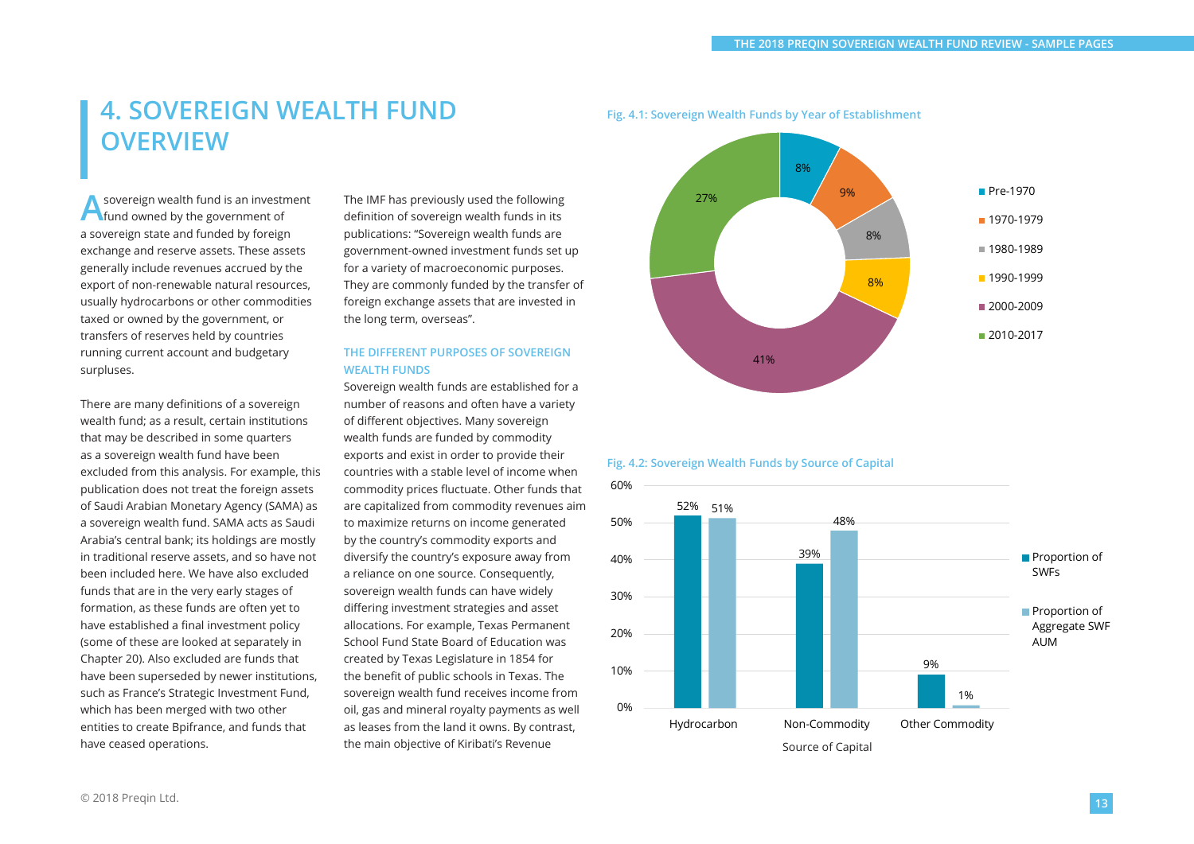# 4. SOVEREIGN WEALTH FUND OVERVIEW

A sovereign wealth fund is an investment fund owned by the government of a sovereign state and funded by foreign exchange and reserve assets. These assets generally include revenues accrued by the export of non-renewable natural resources, usually hydrocarbons or other commodities taxed or owned by the government, or transfers of reserves held by countries running current account and budgetary surpluses.

There are many definitions of a sovereign wealth fund; as a result, certain institutions that may be described in some quarters as a sovereign wealth fund have been excluded from this analysis. For example, this publication does not treat the foreign assets of Saudi Arabian Monetary Agency (SAMA) as a sovereign wealth fund. SAMA acts as Saudi Arabia's central bank; its holdings are mostly in traditional reserve assets, and so have not been included here. We have also excluded funds that are in the very early stages of formation, as these funds are often yet to have established a final investment policy (some of these are looked at separately in Chapter 20). Also excluded are funds that have been superseded by newer institutions, such as France's Strategic Investment Fund, which has been merged with two other entities to create Bpifrance, and funds that have ceased operations.

The IMF has previously used the following definition of sovereign wealth funds in its publications: "Sovereign wealth funds are government-owned investment funds set up for a variety of macroeconomic purposes. They are commonly funded by the transfer of foreign exchange assets that are invested in the long term, overseas".

### THE DIFFERENT PURPOSES OF SOVEREIGN WEALTH FUNDS

Sovereign wealth funds are established for a number of reasons and often have a variety of different objectives. Many sovereign wealth funds are funded by commodity exports and exist in order to provide their countries with a stable level of income when commodity prices fluctuate. Other funds that are capitalized from commodity revenues aim to maximize returns on income generated by the country's commodity exports and diversify the country's exposure away from a reliance on one source. Consequently, sovereign wealth funds can have widely differing investment strategies and asset allocations. For example, Texas Permanent School Fund State Board of Education was created by Texas Legislature in 1854 for the benefit of public schools in Texas. The sovereign wealth fund receives income from oil, gas and mineral royalty payments as well as leases from the land it owns. By contrast, the main objective of Kiribati's Revenue

**Fig. 4.1: Sovereign Wealth Funds by Year of Establishment**

| Year of Establishment | Proportion |
|---|---|
| Pre-1970 | 8% |
| 1970-1979 | 9% |
| 1980-1989 | 8% |
| 1990-1999 | 8% |
| 2000-2009 | 41% |
| 2010-2017 | 27% |

**Fig. 4.2: Sovereign Wealth Funds by Source of Capital**

| Source of Capital | Proportion of SWFs | Proportion of Aggregate SWF AUM |
|---|---|---|
| Hydrocarbon | 52% | 51% |
| Non-Commodity | 39% | 48% |
| Other Commodity | 9% | 1% |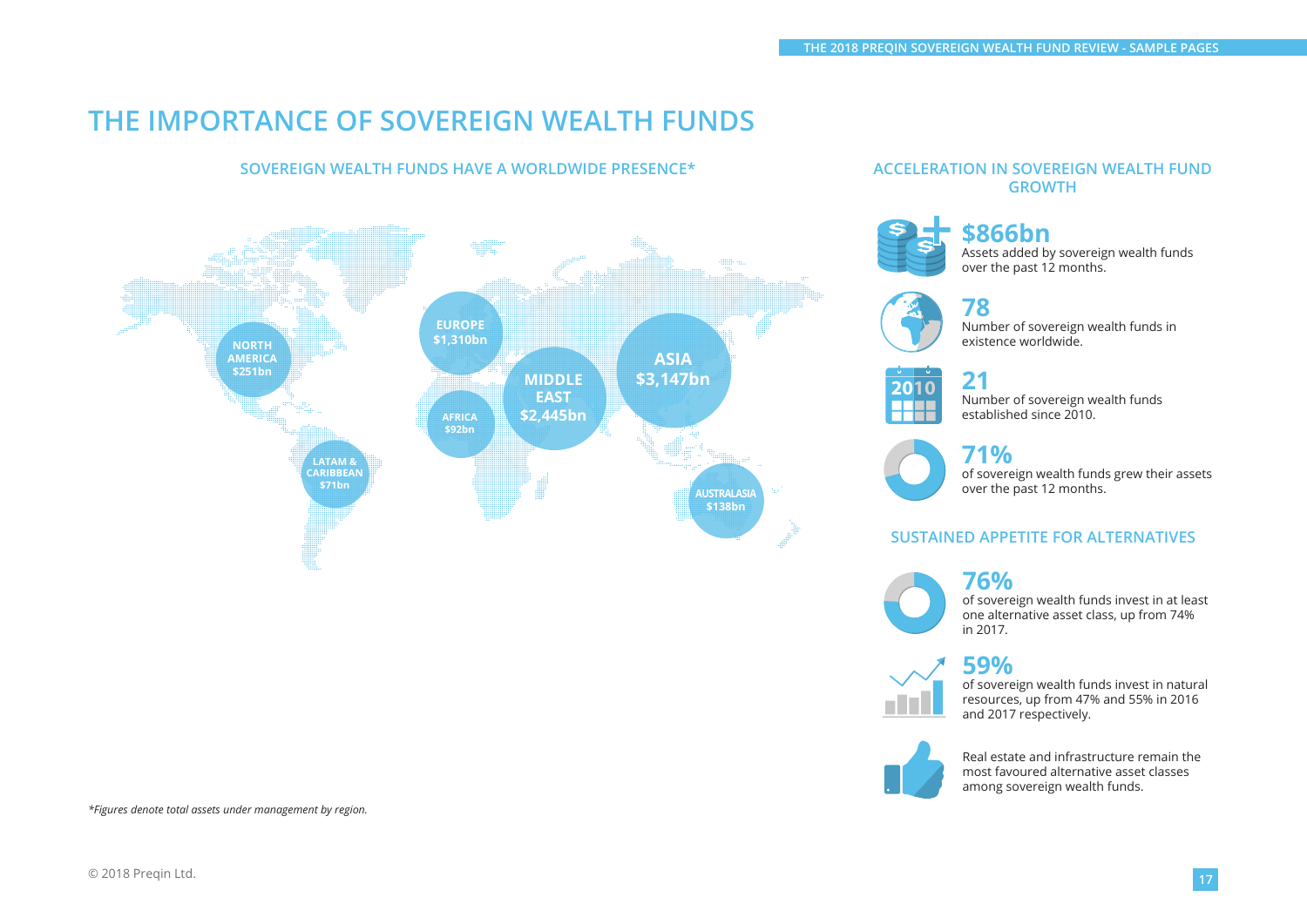# THE IMPORTANCE OF SOVEREIGN WEALTH FUNDS

## SOVEREIGN WEALTH FUNDS HAVE A WORLDWIDE PRESENCE*

- NORTH AMERICA $251bn
- EUROPE $1,310bn
- MIDDLE EAST $2,445bn
- ASIA $3,147bn
- AFRICA $92bn
- LATAM & CARIBBEAN $71bn
- AUSTRALASIA $138bn

*Figures denote total assets under management by region.*

## ACCELERATION IN SOVEREIGN WEALTH FUND GROWTH

**$866bn**
Assets added by sovereign wealth funds over the past 12 months.

**78**
Number of sovereign wealth funds in existence worldwide.

**21**
Number of sovereign wealth funds established since 2010.

**71%**
of sovereign wealth funds grew their assets over the past 12 months.

## SUSTAINED APPETITE FOR ALTERNATIVES

**76%**
of sovereign wealth funds invest in at least one alternative asset class, up from 74% in 2017.

**59%**
of sovereign wealth funds invest in natural resources, up from 47% and 55% in 2016 and 2017 respectively.

Real estate and infrastructure remain the most favoured alternative asset classes among sovereign wealth funds.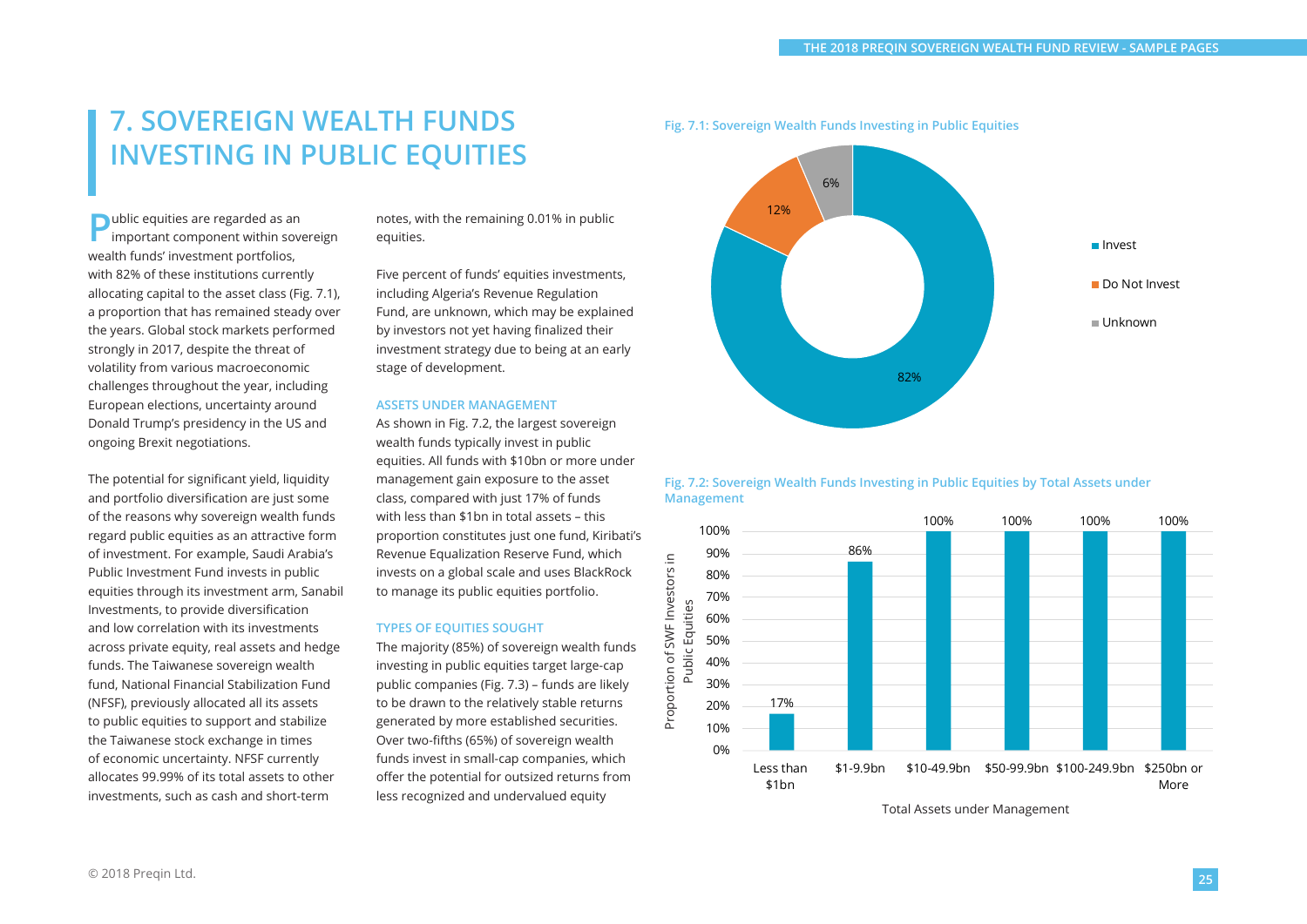# 7. SOVEREIGN WEALTH FUNDS INVESTING IN PUBLIC EQUITIES

Public equities are regarded as an important component within sovereign wealth funds' investment portfolios, with 82% of these institutions currently allocating capital to the asset class (Fig. 7.1), a proportion that has remained steady over the years. Global stock markets performed strongly in 2017, despite the threat of volatility from various macroeconomic challenges throughout the year, including European elections, uncertainty around Donald Trump's presidency in the US and ongoing Brexit negotiations.

The potential for significant yield, liquidity and portfolio diversification are just some of the reasons why sovereign wealth funds regard public equities as an attractive form of investment. For example, Saudi Arabia's Public Investment Fund invests in public equities through its investment arm, Sanabil Investments, to provide diversification and low correlation with its investments across private equity, real assets and hedge funds. The Taiwanese sovereign wealth fund, National Financial Stabilization Fund (NFSF), previously allocated all its assets to public equities to support and stabilize the Taiwanese stock exchange in times of economic uncertainty. NFSF currently allocates 99.99% of its total assets to other investments, such as cash and short-term notes, with the remaining 0.01% in public equities.

Five percent of funds' equities investments, including Algeria's Revenue Regulation Fund, are unknown, which may be explained by investors not yet having finalized their investment strategy due to being at an early stage of development.

### ASSETS UNDER MANAGEMENT

As shown in Fig. 7.2, the largest sovereign wealth funds typically invest in public equities. All funds with $10bn or more under management gain exposure to the asset class, compared with just 17% of funds with less than $1bn in total assets – this proportion constitutes just one fund, Kiribati's Revenue Equalization Reserve Fund, which invests on a global scale and uses BlackRock to manage its public equities portfolio.

### TYPES OF EQUITIES SOUGHT

The majority (85%) of sovereign wealth funds investing in public equities target large-cap public companies (Fig. 7.3) – funds are likely to be drawn to the relatively stable returns generated by more established securities. Over two-fifths (65%) of sovereign wealth funds invest in small-cap companies, which offer the potential for outsized returns from less recognized and undervalued equity

**Fig. 7.1: Sovereign Wealth Funds Investing in Public Equities**

| | Proportion |
|---|---|
| Invest | 82% |
| Do Not Invest | 12% |
| Unknown | 6% |

**Fig. 7.2: Sovereign Wealth Funds Investing in Public Equities by Total Assets under Management**

| Total Assets under Management | Proportion of SWF Investors in Public Equities |
|---|---|
| Less than $1bn | 17% |
| $1-9.9bn | 86% |
| $10-49.9bn | 100% |
| $50-99.9bn | 100% |
| $100-249.9bn | 100% |
| $250bn or More | 100% |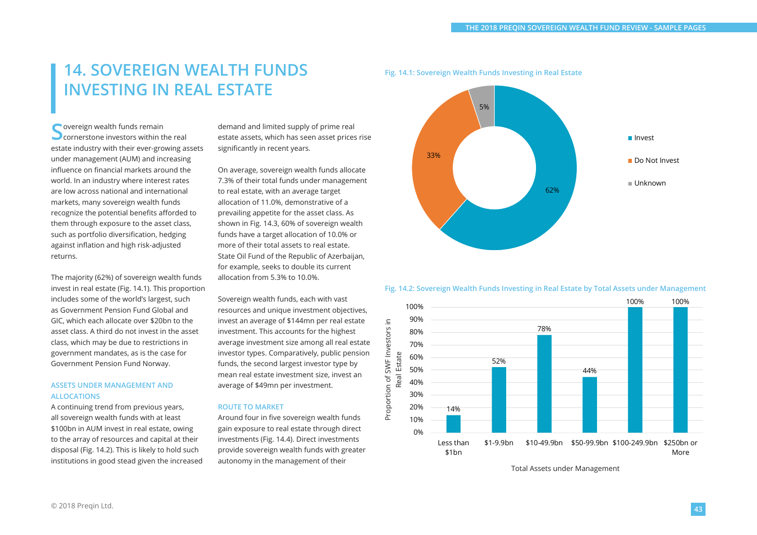# 14. SOVEREIGN WEALTH FUNDS INVESTING IN REAL ESTATE

Sovereign wealth funds remain cornerstone investors within the real estate industry with their ever-growing assets under management (AUM) and increasing influence on financial markets around the world. In an industry where interest rates are low across national and international markets, many sovereign wealth funds recognize the potential benefits afforded to them through exposure to the asset class, such as portfolio diversification, hedging against inflation and high risk-adjusted returns.

The majority (62%) of sovereign wealth funds invest in real estate (Fig. 14.1). This proportion includes some of the world's largest, such as Government Pension Fund Global and GIC, which each allocate over $20bn to the asset class. A third do not invest in the asset class, which may be due to restrictions in government mandates, as is the case for Government Pension Fund Norway.

### ASSETS UNDER MANAGEMENT AND ALLOCATIONS

A continuing trend from previous years, all sovereign wealth funds with at least $100bn in AUM invest in real estate, owing to the array of resources and capital at their disposal (Fig. 14.2). This is likely to hold such institutions in good stead given the increased demand and limited supply of prime real estate assets, which has seen asset prices rise significantly in recent years.

On average, sovereign wealth funds allocate 7.3% of their total funds under management to real estate, with an average target allocation of 11.0%, demonstrative of a prevailing appetite for the asset class. As shown in Fig. 14.3, 60% of sovereign wealth funds have a target allocation of 10.0% or more of their total assets to real estate. State Oil Fund of the Republic of Azerbaijan, for example, seeks to double its current allocation from 5.3% to 10.0%.

Sovereign wealth funds, each with vast resources and unique investment objectives, invest an average of $144mn per real estate investment. This accounts for the highest average investment size among all real estate investor types. Comparatively, public pension funds, the second largest investor type by mean real estate investment size, invest an average of $49mn per investment.

### ROUTE TO MARKET

Around four in five sovereign wealth funds gain exposure to real estate through direct investments (Fig. 14.4). Direct investments provide sovereign wealth funds with greater autonomy in the management of their

**Fig. 14.1: Sovereign Wealth Funds Investing in Real Estate**

| Status | Proportion |
|---|---|
| Invest | 62% |
| Do Not Invest | 33% |
| Unknown | 5% |

**Fig. 14.2: Sovereign Wealth Funds Investing in Real Estate by Total Assets under Management**

| Total Assets under Management | Proportion of SWF Investors in Real Estate |
|---|---|
| Less than $1bn | 14% |
| $1-9.9bn | 52% |
| $10-49.9bn | 78% |
| $50-99.9bn | 44% |
| $100-249.9bn | 100% |
| $250bn or More | 100% |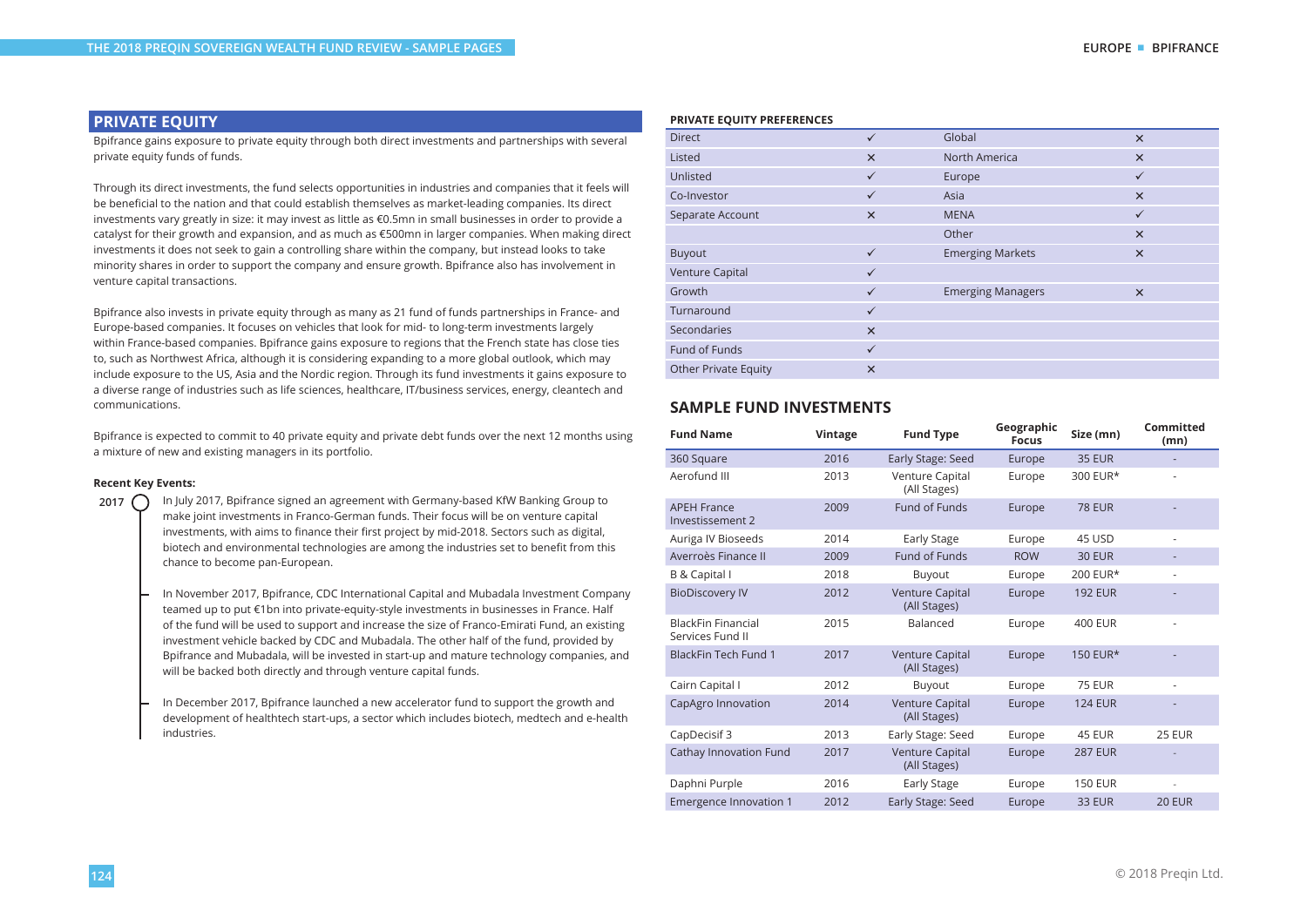## PRIVATE EQUITY

Bpifrance gains exposure to private equity through both direct investments and partnerships with several private equity funds of funds.

Through its direct investments, the fund selects opportunities in industries and companies that it feels will be beneficial to the nation and that could establish themselves as market-leading companies. Its direct investments vary greatly in size: it may invest as little as €0.5mn in small businesses in order to provide a catalyst for their growth and expansion, and as much as €500mn in larger companies. When making direct investments it does not seek to gain a controlling share within the company, but instead looks to take minority shares in order to support the company and ensure growth. Bpifrance also has involvement in venture capital transactions.

Bpifrance also invests in private equity through as many as 21 fund of funds partnerships in France- and Europe-based companies. It focuses on vehicles that look for mid- to long-term investments largely within France-based companies. Bpifrance gains exposure to regions that the French state has close ties to, such as Northwest Africa, although it is considering expanding to a more global outlook, which may include exposure to the US, Asia and the Nordic region. Through its fund investments it gains exposure to a diverse range of industries such as life sciences, healthcare, IT/business services, energy, cleantech and communications.

Bpifrance is expected to commit to 40 private equity and private debt funds over the next 12 months using a mixture of new and existing managers in its portfolio.

**Recent Key Events:**

**2017**

- In July 2017, Bpifrance signed an agreement with Germany-based KfW Banking Group to make joint investments in Franco-German funds. Their focus will be on venture capital investments, with aims to finance their first project by mid-2018. Sectors such as digital, biotech and environmental technologies are among the industries set to benefit from this chance to become pan-European.
- In November 2017, Bpifrance, CDC International Capital and Mubadala Investment Company teamed up to put €1bn into private-equity-style investments in businesses in France. Half of the fund will be used to support and increase the size of Franco-Emirati Fund, an existing investment vehicle backed by CDC and Mubadala. The other half of the fund, provided by Bpifrance and Mubadala, will be invested in start-up and mature technology companies, and will be backed both directly and through venture capital funds.
- In December 2017, Bpifrance launched a new accelerator fund to support the growth and development of healthtech start-ups, a sector which includes biotech, medtech and e-health industries.

**PRIVATE EQUITY PREFERENCES**

| | | | |
|---|---|---|---|
| Direct | ✓ | Global | ✕ |
| Listed | ✕ | North America | ✕ |
| Unlisted | ✓ | Europe | ✓ |
| Co-Investor | ✓ | Asia | ✕ |
| Separate Account | ✕ | MENA | ✓ |
| | | Other | ✕ |
| Buyout | ✓ | Emerging Markets | ✕ |
| Venture Capital | ✓ | | |
| Growth | ✓ | Emerging Managers | ✕ |
| Turnaround | ✓ | | |
| Secondaries | ✕ | | |
| Fund of Funds | ✓ | | |
| Other Private Equity | ✕ | | |

## SAMPLE FUND INVESTMENTS

| Fund Name | Vintage | Fund Type | Geographic Focus | Size (mn) | Committed (mn) |
|---|---|---|---|---|---|
| 360 Square | 2016 | Early Stage: Seed | Europe | 35 EUR | - |
| Aerofund III | 2013 | Venture Capital (All Stages) | Europe | 300 EUR* | - |
| APEH France Investissement 2 | 2009 | Fund of Funds | Europe | 78 EUR | - |
| Auriga IV Bioseeds | 2014 | Early Stage | Europe | 45 USD | - |
| Averroès Finance II | 2009 | Fund of Funds | ROW | 30 EUR | - |
| B & Capital I | 2018 | Buyout | Europe | 200 EUR* | - |
| BioDiscovery IV | 2012 | Venture Capital (All Stages) | Europe | 192 EUR | - |
| BlackFin Financial Services Fund II | 2015 | Balanced | Europe | 400 EUR | - |
| BlackFin Tech Fund 1 | 2017 | Venture Capital (All Stages) | Europe | 150 EUR* | - |
| Cairn Capital I | 2012 | Buyout | Europe | 75 EUR | - |
| CapAgro Innovation | 2014 | Venture Capital (All Stages) | Europe | 124 EUR | - |
| CapDecisif 3 | 2013 | Early Stage: Seed | Europe | 45 EUR | 25 EUR |
| Cathay Innovation Fund | 2017 | Venture Capital (All Stages) | Europe | 287 EUR | - |
| Daphni Purple | 2016 | Early Stage | Europe | 150 EUR | - |
| Emergence Innovation 1 | 2012 | Early Stage: Seed | Europe | 33 EUR | 20 EUR |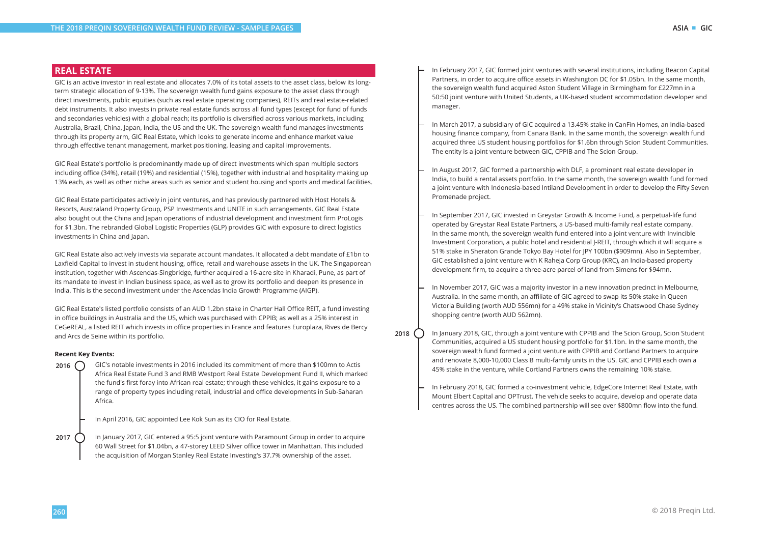## REAL ESTATE

GIC is an active investor in real estate and allocates 7.0% of its total assets to the asset class, below its long-term strategic allocation of 9-13%. The sovereign wealth fund gains exposure to the asset class through direct investments, public equities (such as real estate operating companies), REITs and real estate-related debt instruments. It also invests in private real estate funds across all fund types (except for fund of funds and secondaries vehicles) with a global reach; its portfolio is diversified across various markets, including Australia, Brazil, China, Japan, India, the US and the UK. The sovereign wealth fund manages investments through its property arm, GIC Real Estate, which looks to generate income and enhance market value through effective tenant management, market positioning, leasing and capital improvements.

GIC Real Estate's portfolio is predominantly made up of direct investments which span multiple sectors including office (34%), retail (19%) and residential (15%), together with industrial and hospitality making up 13% each, as well as other niche areas such as senior and student housing and sports and medical facilities.

GIC Real Estate participates actively in joint ventures, and has previously partnered with Host Hotels & Resorts, Australand Property Group, PSP Investments and UNITE in such arrangements. GIC Real Estate also bought out the China and Japan operations of industrial development and investment firm ProLogis for $1.3bn. The rebranded Global Logistic Properties (GLP) provides GIC with exposure to direct logistics investments in China and Japan.

GIC Real Estate also actively invests via separate account mandates. It allocated a debt mandate of £1bn to Laxfield Capital to invest in student housing, office, retail and warehouse assets in the UK. The Singaporean institution, together with Ascendas-Singbridge, further acquired a 16-acre site in Kharadi, Pune, as part of its mandate to invest in Indian business space, as well as to grow its portfolio and deepen its presence in India. This is the second investment under the Ascendas India Growth Programme (AIGP).

GIC Real Estate's listed portfolio consists of an AUD 1.2bn stake in Charter Hall Office REIT, a fund investing in office buildings in Australia and the US, which was purchased with CPPIB; as well as a 25% interest in CeGeREAL, a listed REIT which invests in office properties in France and features Europlaza, Rives de Bercy and Arcs de Seine within its portfolio.

**Recent Key Events:**

**2016**

- GIC's notable investments in 2016 included its commitment of more than $100mn to Actis Africa Real Estate Fund 3 and RMB Westport Real Estate Development Fund II, which marked the fund's first foray into African real estate; through these vehicles, it gains exposure to a range of property types including retail, industrial and office developments in Sub-Saharan Africa.
- In April 2016, GIC appointed Lee Kok Sun as its CIO for Real Estate.

**2017**

- In January 2017, GIC entered a 95:5 joint venture with Paramount Group in order to acquire 60 Wall Street for $1.04bn, a 47-storey LEED Silver office tower in Manhattan. This included the acquisition of Morgan Stanley Real Estate Investing's 37.7% ownership of the asset.
- In February 2017, GIC formed joint ventures with several institutions, including Beacon Capital Partners, in order to acquire office assets in Washington DC for $1.05bn. In the same month, the sovereign wealth fund acquired Aston Student Village in Birmingham for £227mn in a 50:50 joint venture with United Students, a UK-based student accommodation developer and manager.
- In March 2017, a subsidiary of GIC acquired a 13.45% stake in CanFin Homes, an India-based housing finance company, from Canara Bank. In the same month, the sovereign wealth fund acquired three US student housing portfolios for $1.6bn through Scion Student Communities. The entity is a joint venture between GIC, CPPIB and The Scion Group.
- In August 2017, GIC formed a partnership with DLF, a prominent real estate developer in India, to build a rental assets portfolio. In the same month, the sovereign wealth fund formed a joint venture with Indonesia-based Intiland Development in order to develop the Fifty Seven Promenade project.
- In September 2017, GIC invested in Greystar Growth & Income Fund, a perpetual-life fund operated by Greystar Real Estate Partners, a US-based multi-family real estate company. In the same month, the sovereign wealth fund entered into a joint venture with Invincible Investment Corporation, a public hotel and residential J-REIT, through which it will acquire a 51% stake in Sheraton Grande Tokyo Bay Hotel for JPY 100bn ($909mn). Also in September, GIC established a joint venture with K Raheja Corp Group (KRC), an India-based property development firm, to acquire a three-acre parcel of land from Simens for $94mn.
- In November 2017, GIC was a majority investor in a new innovation precinct in Melbourne, Australia. In the same month, an affiliate of GIC agreed to swap its 50% stake in Queen Victoria Building (worth AUD 556mn) for a 49% stake in Vicinity's Chatswood Chase Sydney shopping centre (worth AUD 562mn).

**2018**

- In January 2018, GIC, through a joint venture with CPPIB and The Scion Group, Scion Student Communities, acquired a US student housing portfolio for $1.1bn. In the same month, the sovereign wealth fund formed a joint venture with CPPIB and Cortland Partners to acquire and renovate 8,000-10,000 Class B multi-family units in the US. GIC and CPPIB each own a 45% stake in the venture, while Cortland Partners owns the remaining 10% stake.
- In February 2018, GIC formed a co-investment vehicle, EdgeCore Internet Real Estate, with Mount Elbert Capital and OPTrust. The vehicle seeks to acquire, develop and operate data centres across the US. The combined partnership will see over $800mn flow into the fund.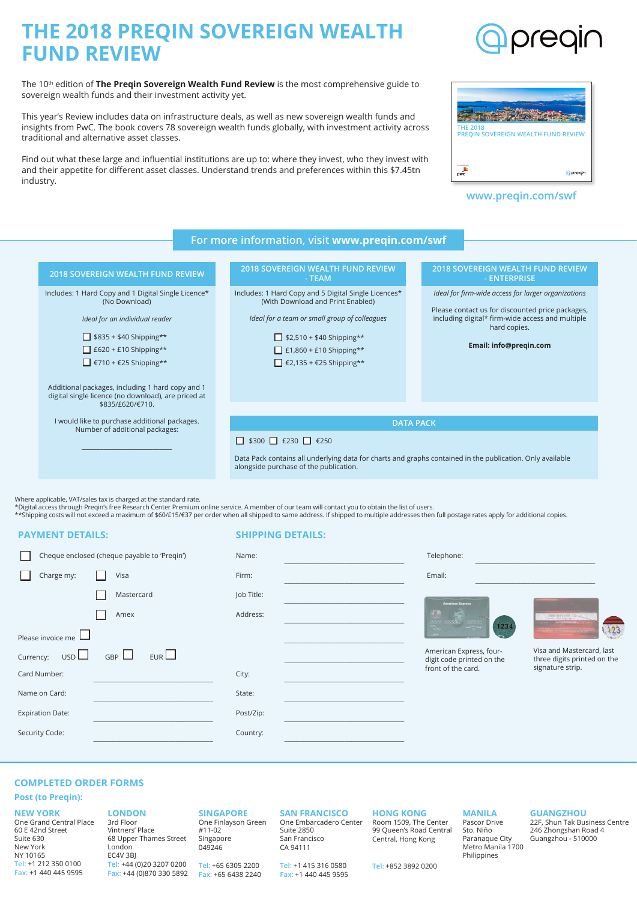# THE 2018 PREQIN SOVEREIGN WEALTH FUND REVIEW

The 10th edition of **The Preqin Sovereign Wealth Fund Review** is the most comprehensive guide to sovereign wealth funds and their investment activity yet.

This year's Review includes data on infrastructure deals, as well as new sovereign wealth funds and insights from PwC. The book covers 78 sovereign wealth funds globally, with investment activity across traditional and alternative asset classes.

Find out what these large and influential institutions are up to: where they invest, who they invest with and their appetite for different asset classes. Understand trends and preferences within this $7.45tn industry.

THE 2018 PREQIN SOVEREIGN WEALTH FUND REVIEW

www.preqin.com/swf

For more information, visit **www.preqin.com/swf**

## 2018 SOVEREIGN WEALTH FUND REVIEW

Includes: 1 Hard Copy and 1 Digital Single Licence* (No Download)

*Ideal for an individual reader*

- ☐ $835 + $40 Shipping**
- ☐ £620 + £10 Shipping**
- ☐ €710 + €25 Shipping**

Additional packages, including 1 hard copy and 1 digital single licence (no download), are priced at $835/£620/€710.

I would like to purchase additional packages. Number of additional packages:

________________________

## 2018 SOVEREIGN WEALTH FUND REVIEW - TEAM

Includes: 1 Hard Copy and 5 Digital Single Licences* (With Download and Print Enabled)

*Ideal for a team or small group of colleagues*

- ☐ $2,510 + $40 Shipping**
- ☐ £1,860 + £10 Shipping**
- ☐ €2,135 + €25 Shipping**

## 2018 SOVEREIGN WEALTH FUND REVIEW - ENTERPRISE

*Ideal for firm-wide access for larger organizations*

Please contact us for discounted price packages, including digital* firm-wide access and multiple hard copies.

**Email: info@preqin.com**

## DATA PACK

☐ $300 ☐ £230 ☐ €250

Data Pack contains all underlying data for charts and graphs contained in the publication. Only available alongside purchase of the publication.

Where applicable, VAT/sales tax is charged at the standard rate.
*Digital access through Preqin's free Research Center Premium online service. A member of our team will contact you to obtain the list of users.
**Shipping costs will not exceed a maximum of $60/£15/€37 per order when all shipped to same address. If shipped to multiple addresses then full postage rates apply for additional copies.

## PAYMENT DETAILS:

☐ Cheque enclosed (cheque payable to 'Preqin')

☐ Charge my: ☐ Visa ☐ Mastercard ☐ Amex

Please invoice me ☐

Currency: USD ☐ GBP ☐ EUR ☐

Card Number: ________________________

Name on Card: ________________________

Expiration Date: ________________________

Security Code: ________________________

## SHIPPING DETAILS:

Name: ________________________

Firm: ________________________

Job Title: ________________________

Address: ________________________

City: ________________________

State: ________________________

Post/Zip: ________________________

Country: ________________________

Telephone: ________________________

Email: ________________________

American Express, four-digit code printed on the front of the card.

Visa and Mastercard, last three digits printed on the signature strip.

## COMPLETED ORDER FORMS

**Post (to Preqin):**

**NEW YORK**
One Grand Central Place
60 E 42nd Street
Suite 630
New York
NY 10165
Tel: +1 212 350 0100
Fax: +1 440 445 9595

**LONDON**
3rd Floor
Vintners' Place
68 Upper Thames Street
London
EC4V 3BJ
Tel: +44 (0)20 3207 0200
Fax: +44 (0)870 330 5892

**SINGAPORE**
One Finlayson Green
#11-02
Singapore
049246
Tel: +65 6305 2200
Fax: +65 6438 2240

**SAN FRANCISCO**
One Embarcadero Center
Suite 2850
San Francisco
CA 94111
Tel: +1 415 316 0580
Fax: +1 440 445 9595

**HONG KONG**
Room 1509, The Center
99 Queen's Road Central
Central, Hong Kong
Tel: +852 3892 0200

**MANILA**
Pascor Drive
Sto. Niño
Paranaque City
Metro Manila 1700
Philippines

**GUANGZHOU**
22F, Shun Tak Business Centre
246 Zhongshan Road 4
Guangzhou - 510000